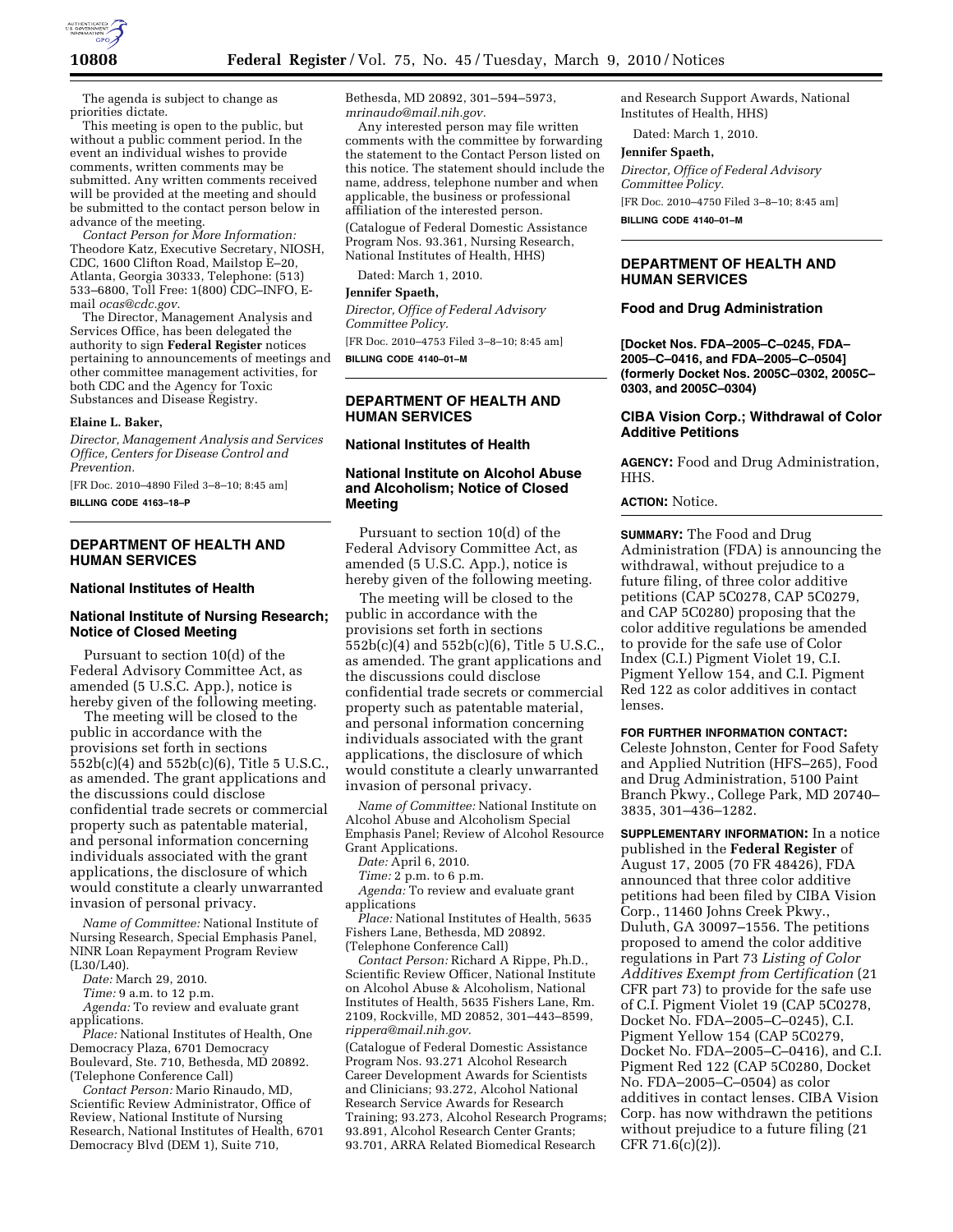The agenda is subject to change as priorities dictate.

This meeting is open to the public, but without a public comment period. In the event an individual wishes to provide comments, written comments may be submitted. Any written comments received will be provided at the meeting and should be submitted to the contact person below in advance of the meeting.

*Contact Person for More Information:* Theodore Katz, Executive Secretary, NIOSH, CDC, 1600 Clifton Road, Mailstop E–20, Atlanta, Georgia 30333, Telephone: (513) 533–6800, Toll Free: 1(800) CDC–INFO, E-mail *ocas@cdc.gov.*

The Director, Management Analysis and Services Office, has been delegated the authority to sign **Federal Register** notices pertaining to announcements of meetings and other committee management activities, for both CDC and the Agency for Toxic Substances and Disease Registry.

**Elaine L. Baker,**

*Director, Management Analysis and Services Office, Centers for Disease Control and Prevention.*

[FR Doc. 2010–4890 Filed 3–8–10; 8:45 am]

**BILLING CODE 4163–18–P**

## DEPARTMENT OF HEALTH AND HUMAN SERVICES

### National Institutes of Health

### National Institute of Nursing Research; Notice of Closed Meeting

Pursuant to section 10(d) of the Federal Advisory Committee Act, as amended (5 U.S.C. App.), notice is hereby given of the following meeting.

The meeting will be closed to the public in accordance with the provisions set forth in sections 552b(c)(4) and 552b(c)(6), Title 5 U.S.C., as amended. The grant applications and the discussions could disclose confidential trade secrets or commercial property such as patentable material, and personal information concerning individuals associated with the grant applications, the disclosure of which would constitute a clearly unwarranted invasion of personal privacy.

*Name of Committee:* National Institute of Nursing Research, Special Emphasis Panel, NINR Loan Repayment Program Review (L30/L40).

*Date:* March 29, 2010.

*Time:* 9 a.m. to 12 p.m.

*Agenda:* To review and evaluate grant applications.

*Place:* National Institutes of Health, One Democracy Plaza, 6701 Democracy Boulevard, Ste. 710, Bethesda, MD 20892. (Telephone Conference Call)

*Contact Person:* Mario Rinaudo, MD, Scientific Review Administrator, Office of Review, National Institute of Nursing Research, National Institutes of Health, 6701 Democracy Blvd (DEM 1), Suite 710, Bethesda, MD 20892, 301–594–5973, *mrinaudo@mail.nih.gov.*

Any interested person may file written comments with the committee by forwarding the statement to the Contact Person listed on this notice. The statement should include the name, address, telephone number and when applicable, the business or professional affiliation of the interested person.

(Catalogue of Federal Domestic Assistance Program Nos. 93.361, Nursing Research, National Institutes of Health, HHS)

Dated: March 1, 2010.

**Jennifer Spaeth,**

*Director, Office of Federal Advisory Committee Policy.*

[FR Doc. 2010–4753 Filed 3–8–10; 8:45 am]

**BILLING CODE 4140–01–M**

## DEPARTMENT OF HEALTH AND HUMAN SERVICES

### National Institutes of Health

### National Institute on Alcohol Abuse and Alcoholism; Notice of Closed Meeting

Pursuant to section 10(d) of the Federal Advisory Committee Act, as amended (5 U.S.C. App.), notice is hereby given of the following meeting.

The meeting will be closed to the public in accordance with the provisions set forth in sections 552b(c)(4) and 552b(c)(6), Title 5 U.S.C., as amended. The grant applications and the discussions could disclose confidential trade secrets or commercial property such as patentable material, and personal information concerning individuals associated with the grant applications, the disclosure of which would constitute a clearly unwarranted invasion of personal privacy.

*Name of Committee:* National Institute on Alcohol Abuse and Alcoholism Special Emphasis Panel; Review of Alcohol Resource Grant Applications.

*Date:* April 6, 2010.

*Time:* 2 p.m. to 6 p.m.

*Agenda:* To review and evaluate grant applications

*Place:* National Institutes of Health, 5635 Fishers Lane, Bethesda, MD 20892. (Telephone Conference Call)

*Contact Person:* Richard A Rippe, Ph.D., Scientific Review Officer, National Institute on Alcohol Abuse & Alcoholism, National Institutes of Health, 5635 Fishers Lane, Rm. 2109, Rockville, MD 20852, 301–443–8599, *rippera@mail.nih.gov.*

(Catalogue of Federal Domestic Assistance Program Nos. 93.271 Alcohol Research Career Development Awards for Scientists and Clinicians; 93.272, Alcohol National Research Service Awards for Research Training; 93.273, Alcohol Research Programs; 93.891, Alcohol Research Center Grants; 93.701, ARRA Related Biomedical Research and Research Support Awards, National Institutes of Health, HHS)

Dated: March 1, 2010.

**Jennifer Spaeth,**

*Director, Office of Federal Advisory Committee Policy.*

[FR Doc. 2010–4750 Filed 3–8–10; 8:45 am]

**BILLING CODE 4140–01–M**

## DEPARTMENT OF HEALTH AND HUMAN SERVICES

### Food and Drug Administration

**[Docket Nos. FDA–2005–C–0245, FDA–2005–C–0416, and FDA–2005–C–0504] (formerly Docket Nos. 2005C–0302, 2005C–0303, and 2005C–0304)**

### CIBA Vision Corp.; Withdrawal of Color Additive Petitions

**AGENCY:** Food and Drug Administration, HHS.

**ACTION:** Notice.

**SUMMARY:** The Food and Drug Administration (FDA) is announcing the withdrawal, without prejudice to a future filing, of three color additive petitions (CAP 5C0278, CAP 5C0279, and CAP 5C0280) proposing that the color additive regulations be amended to provide for the safe use of Color Index (C.I.) Pigment Violet 19, C.I. Pigment Yellow 154, and C.I. Pigment Red 122 as color additives in contact lenses.

**FOR FURTHER INFORMATION CONTACT:** Celeste Johnston, Center for Food Safety and Applied Nutrition (HFS–265), Food and Drug Administration, 5100 Paint Branch Pkwy., College Park, MD 20740–3835, 301–436–1282.

**SUPPLEMENTARY INFORMATION:** In a notice published in the **Federal Register** of August 17, 2005 (70 FR 48426), FDA announced that three color additive petitions had been filed by CIBA Vision Corp., 11460 Johns Creek Pkwy., Duluth, GA 30097–1556. The petitions proposed to amend the color additive regulations in Part 73 *Listing of Color Additives Exempt from Certification* (21 CFR part 73) to provide for the safe use of C.I. Pigment Violet 19 (CAP 5C0278, Docket No. FDA–2005–C–0245), C.I. Pigment Yellow 154 (CAP 5C0279, Docket No. FDA–2005–C–0416), and C.I. Pigment Red 122 (CAP 5C0280, Docket No. FDA–2005–C–0504) as color additives in contact lenses. CIBA Vision Corp. has now withdrawn the petitions without prejudice to a future filing (21 CFR 71.6(c)(2)).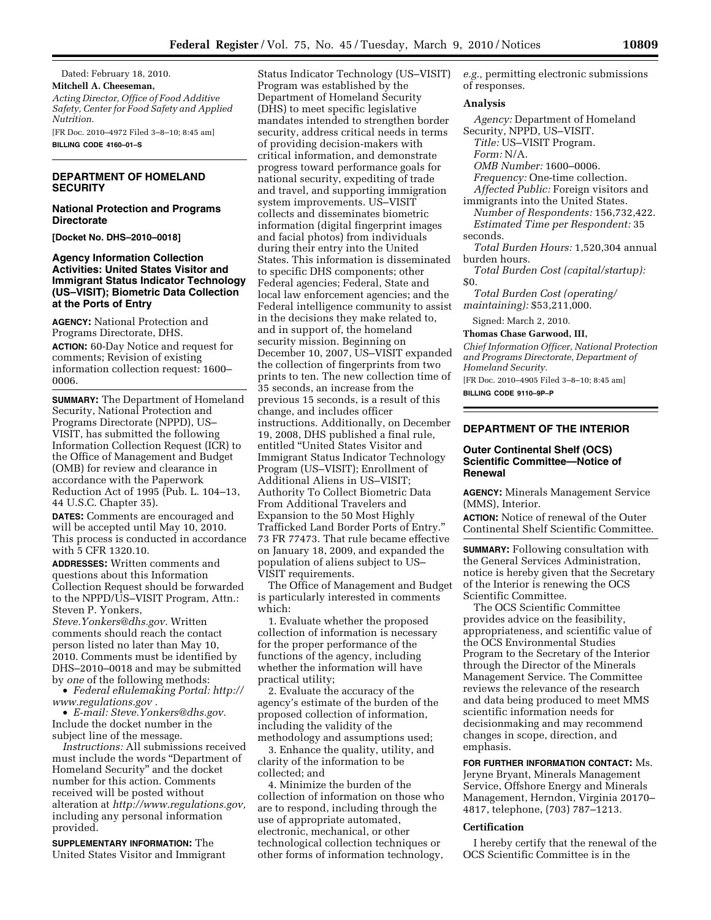Dated: February 18, 2010.

**Mitchell A. Cheeseman,**

*Acting Director, Office of Food Additive Safety, Center for Food Safety and Applied Nutrition.*

[FR Doc. 2010–4972 Filed 3–8–10; 8:45 am]

**BILLING CODE 4160–01–S**

## DEPARTMENT OF HOMELAND SECURITY

### National Protection and Programs Directorate

**[Docket No. DHS–2010–0018]**

### Agency Information Collection Activities: United States Visitor and Immigrant Status Indicator Technology (US–VISIT); Biometric Data Collection at the Ports of Entry

**AGENCY:** National Protection and Programs Directorate, DHS.

**ACTION:** 60-Day Notice and request for comments; Revision of existing information collection request: 1600–0006.

**SUMMARY:** The Department of Homeland Security, National Protection and Programs Directorate (NPPD), US–VISIT, has submitted the following Information Collection Request (ICR) to the Office of Management and Budget (OMB) for review and clearance in accordance with the Paperwork Reduction Act of 1995 (Pub. L. 104–13, 44 U.S.C. Chapter 35).

**DATES:** Comments are encouraged and will be accepted until May 10, 2010. This process is conducted in accordance with 5 CFR 1320.10.

**ADDRESSES:** Written comments and questions about this Information Collection Request should be forwarded to the NPPD/US–VISIT Program, Attn.: Steven P. Yonkers, *Steve.Yonkers@dhs.gov.* Written comments should reach the contact person listed no later than May 10, 2010. Comments must be identified by DHS–2010–0018 and may be submitted by *one* of the following methods:

- *Federal eRulemaking Portal: http://www.regulations.gov .*
- *E-mail: Steve.Yonkers@dhs.gov.* Include the docket number in the subject line of the message.

*Instructions:* All submissions received must include the words "Department of Homeland Security" and the docket number for this action. Comments received will be posted without alteration at *http://www.regulations.gov,* including any personal information provided.

**SUPPLEMENTARY INFORMATION:** The United States Visitor and Immigrant Status Indicator Technology (US–VISIT) Program was established by the Department of Homeland Security (DHS) to meet specific legislative mandates intended to strengthen border security, address critical needs in terms of providing decision-makers with critical information, and demonstrate progress toward performance goals for national security, expediting of trade and travel, and supporting immigration system improvements. US–VISIT collects and disseminates biometric information (digital fingerprint images and facial photos) from individuals during their entry into the United States. This information is disseminated to specific DHS components; other Federal agencies; Federal, State and local law enforcement agencies; and the Federal intelligence community to assist in the decisions they make related to, and in support of, the homeland security mission. Beginning on December 10, 2007, US–VISIT expanded the collection of fingerprints from two prints to ten. The new collection time of 35 seconds, an increase from the previous 15 seconds, is a result of this change, and includes officer instructions. Additionally, on December 19, 2008, DHS published a final rule, entitled "United States Visitor and Immigrant Status Indicator Technology Program (US–VISIT); Enrollment of Additional Aliens in US–VISIT; Authority To Collect Biometric Data From Additional Travelers and Expansion to the 50 Most Highly Trafficked Land Border Ports of Entry." 73 FR 77473. That rule became effective on January 18, 2009, and expanded the population of aliens subject to US–VISIT requirements.

The Office of Management and Budget is particularly interested in comments which:

1. Evaluate whether the proposed collection of information is necessary for the proper performance of the functions of the agency, including whether the information will have practical utility;
2. Evaluate the accuracy of the agency's estimate of the burden of the proposed collection of information, including the validity of the methodology and assumptions used;
3. Enhance the quality, utility, and clarity of the information to be collected; and
4. Minimize the burden of the collection of information on those who are to respond, including through the use of appropriate automated, electronic, mechanical, or other technological collection techniques or other forms of information technology, *e.g.,* permitting electronic submissions of responses.

#### Analysis

*Agency:* Department of Homeland Security, NPPD, US–VISIT.

*Title:* US–VISIT Program.

*Form:* N/A.

*OMB Number:* 1600–0006.

*Frequency:* One-time collection.

*Affected Public:* Foreign visitors and immigrants into the United States.

*Number of Respondents:* 156,732,422.

*Estimated Time per Respondent:* 35 seconds.

*Total Burden Hours:* 1,520,304 annual burden hours.

*Total Burden Cost (capital/startup):* $0.

*Total Burden Cost (operating/maintaining):* $53,211,000.

Signed: March 2, 2010.

**Thomas Chase Garwood, III,**

*Chief Information Officer, National Protection and Programs Directorate, Department of Homeland Security.*

[FR Doc. 2010–4905 Filed 3–8–10; 8:45 am]

**BILLING CODE 9110–9P–P**

## DEPARTMENT OF THE INTERIOR

### Outer Continental Shelf (OCS) Scientific Committee—Notice of Renewal

**AGENCY:** Minerals Management Service (MMS), Interior.

**ACTION:** Notice of renewal of the Outer Continental Shelf Scientific Committee.

**SUMMARY:** Following consultation with the General Services Administration, notice is hereby given that the Secretary of the Interior is renewing the OCS Scientific Committee.

The OCS Scientific Committee provides advice on the feasibility, appropriateness, and scientific value of the OCS Environmental Studies Program to the Secretary of the Interior through the Director of the Minerals Management Service. The Committee reviews the relevance of the research and data being produced to meet MMS scientific information needs for decisionmaking and may recommend changes in scope, direction, and emphasis.

**FOR FURTHER INFORMATION CONTACT:** Ms. Jeryne Bryant, Minerals Management Service, Offshore Energy and Minerals Management, Herndon, Virginia 20170–4817, telephone, (703) 787–1213.

#### Certification

I hereby certify that the renewal of the OCS Scientific Committee is in the